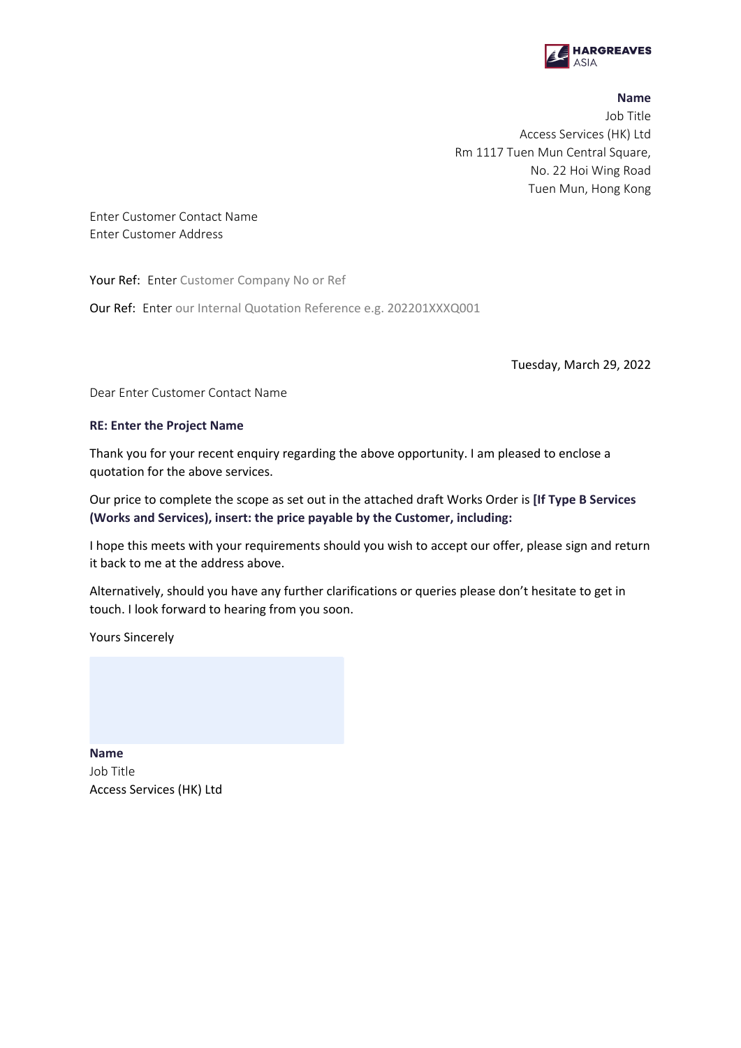**Name**
Job Title
Access Services (HK) Ltd
Rm 1117 Tuen Mun Central Square,
No. 22 Hoi Wing Road
Tuen Mun, Hong Kong

Enter Customer Contact Name
Enter Customer Address

Your Ref: Enter Customer Company No or Ref

Our Ref: Enter our Internal Quotation Reference e.g. 202201XXXQ001

Tuesday, March 29, 2022

Dear Enter Customer Contact Name

**RE: Enter the Project Name**

Thank you for your recent enquiry regarding the above opportunity. I am pleased to enclose a quotation for the above services.

Our price to complete the scope as set out in the attached draft Works Order is **[If Type B Services (Works and Services), insert: the price payable by the Customer, including:**

I hope this meets with your requirements should you wish to accept our offer, please sign and return it back to me at the address above.

Alternatively, should you have any further clarifications or queries please don't hesitate to get in touch. I look forward to hearing from you soon.

Yours Sincerely

**Name**
Job Title
Access Services (HK) Ltd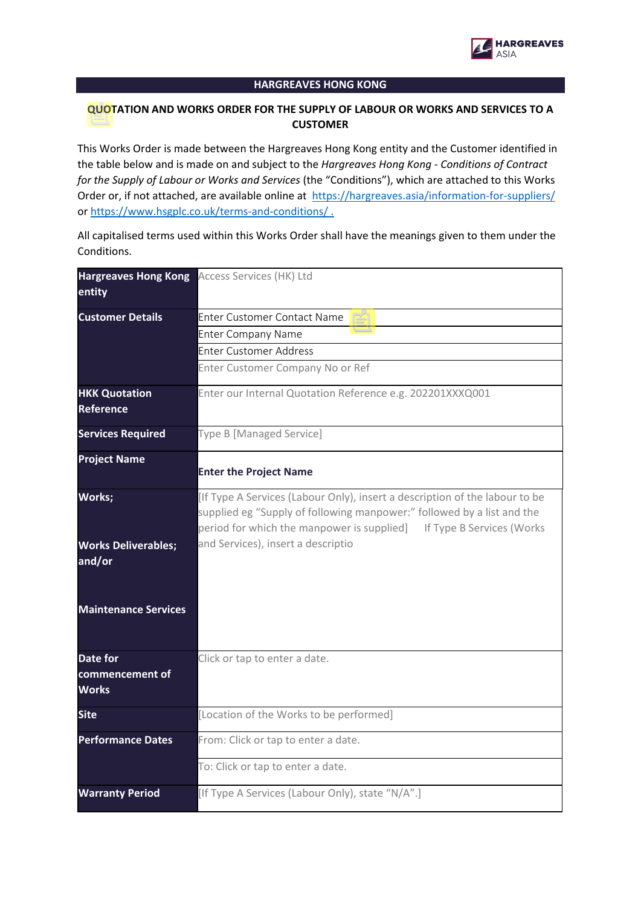## HARGREAVES HONG KONG

### QUOTATION AND WORKS ORDER FOR THE SUPPLY OF LABOUR OR WORKS AND SERVICES TO A CUSTOMER

This Works Order is made between the Hargreaves Hong Kong entity and the Customer identified in the table below and is made on and subject to the *Hargreaves Hong Kong - Conditions of Contract for the Supply of Labour or Works and Services* (the "Conditions"), which are attached to this Works Order or, if not attached, are available online at https://hargreaves.asia/information-for-suppliers/ or https://www.hsgplc.co.uk/terms-and-conditions/ .

All capitalised terms used within this Works Order shall have the meanings given to them under the Conditions.

| | |
|---|---|
| **Hargreaves Hong Kong entity** | Access Services (HK) Ltd |
| **Customer Details** | Enter Customer Contact Name |
| | Enter Company Name |
| | Enter Customer Address |
| | Enter Customer Company No or Ref |
| **HKK Quotation Reference** | Enter our Internal Quotation Reference e.g. 202201XXXQ001 |
| **Services Required** | Type B [Managed Service] |
| **Project Name** | **Enter the Project Name** |
| **Works;**<br><br>**Works Deliverables; and/or**<br><br>**Maintenance Services** | [If Type A Services (Labour Only), insert a description of the labour to be supplied eg "Supply of following manpower:" followed by a list and the period for which the manpower is supplied] If Type B Services (Works and Services), insert a descriptio |
| **Date for commencement of Works** | Click or tap to enter a date. |
| **Site** | [Location of the Works to be performed] |
| **Performance Dates** | From: Click or tap to enter a date. |
| | To: Click or tap to enter a date. |
| **Warranty Period** | [If Type A Services (Labour Only), state "N/A".] |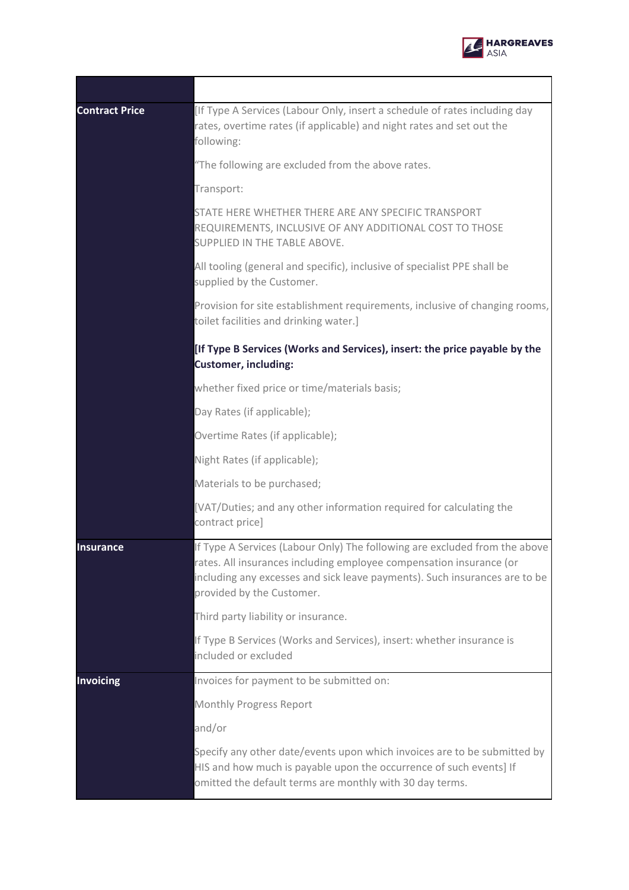| | |
|---|---|
| **Contract Price** | [If Type A Services (Labour Only, insert a schedule of rates including day rates, overtime rates (if applicable) and night rates and set out the following:<br><br>"The following are excluded from the above rates.<br><br>Transport:<br><br>STATE HERE WHETHER THERE ARE ANY SPECIFIC TRANSPORT REQUIREMENTS, INCLUSIVE OF ANY ADDITIONAL COST TO THOSE SUPPLIED IN THE TABLE ABOVE.<br><br>All tooling (general and specific), inclusive of specialist PPE shall be supplied by the Customer.<br><br>Provision for site establishment requirements, inclusive of changing rooms, toilet facilities and drinking water.]<br><br>**[If Type B Services (Works and Services), insert: the price payable by the Customer, including:**<br><br>whether fixed price or time/materials basis;<br><br>Day Rates (if applicable);<br><br>Overtime Rates (if applicable);<br><br>Night Rates (if applicable);<br><br>Materials to be purchased;<br><br>[VAT/Duties; and any other information required for calculating the contract price] |
| **Insurance** | If Type A Services (Labour Only) The following are excluded from the above rates. All insurances including employee compensation insurance (or including any excesses and sick leave payments). Such insurances are to be provided by the Customer.<br><br>Third party liability or insurance.<br><br>If Type B Services (Works and Services), insert: whether insurance is included or excluded |
| **Invoicing** | Invoices for payment to be submitted on:<br><br>Monthly Progress Report<br><br>and/or<br><br>Specify any other date/events upon which invoices are to be submitted by HIS and how much is payable upon the occurrence of such events] If omitted the default terms are monthly with 30 day terms. |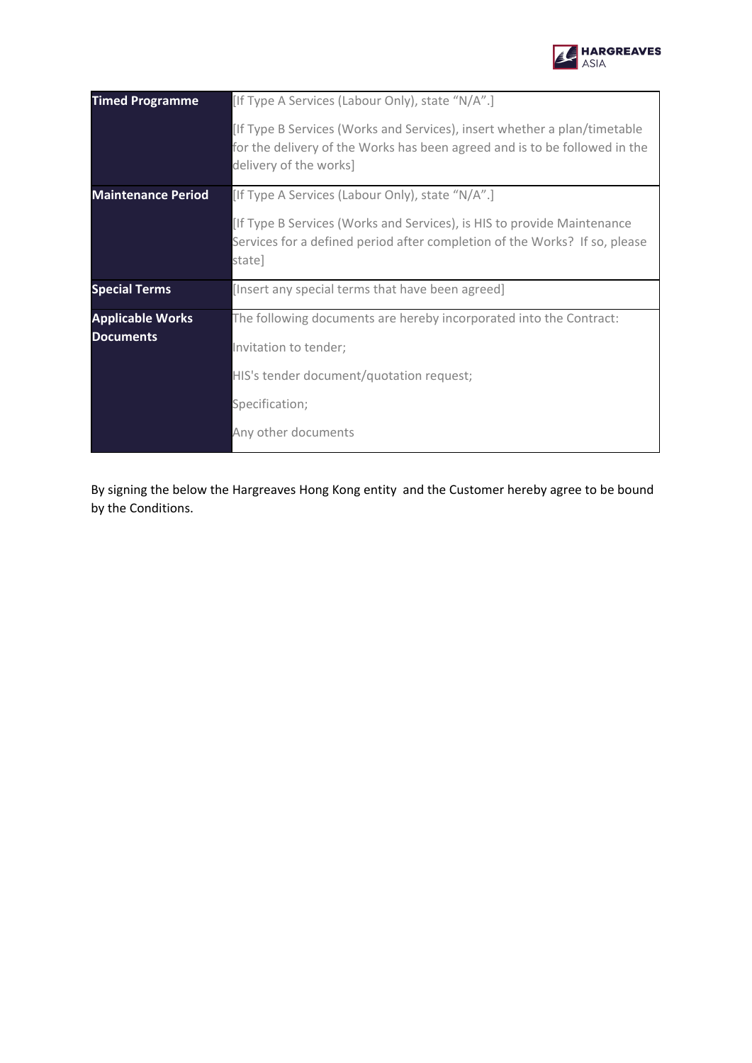| | |
|---|---|
| **Timed Programme** | [If Type A Services (Labour Only), state "N/A".]<br><br>[If Type B Services (Works and Services), insert whether a plan/timetable for the delivery of the Works has been agreed and is to be followed in the delivery of the works] |
| **Maintenance Period** | [If Type A Services (Labour Only), state "N/A".]<br><br>[If Type B Services (Works and Services), is HIS to provide Maintenance Services for a defined period after completion of the Works? If so, please state] |
| **Special Terms** | [Insert any special terms that have been agreed] |
| **Applicable Works Documents** | The following documents are hereby incorporated into the Contract:<br><br>Invitation to tender;<br><br>HIS's tender document/quotation request;<br><br>Specification;<br><br>Any other documents |

By signing the below the Hargreaves Hong Kong entity and the Customer hereby agree to be bound by the Conditions.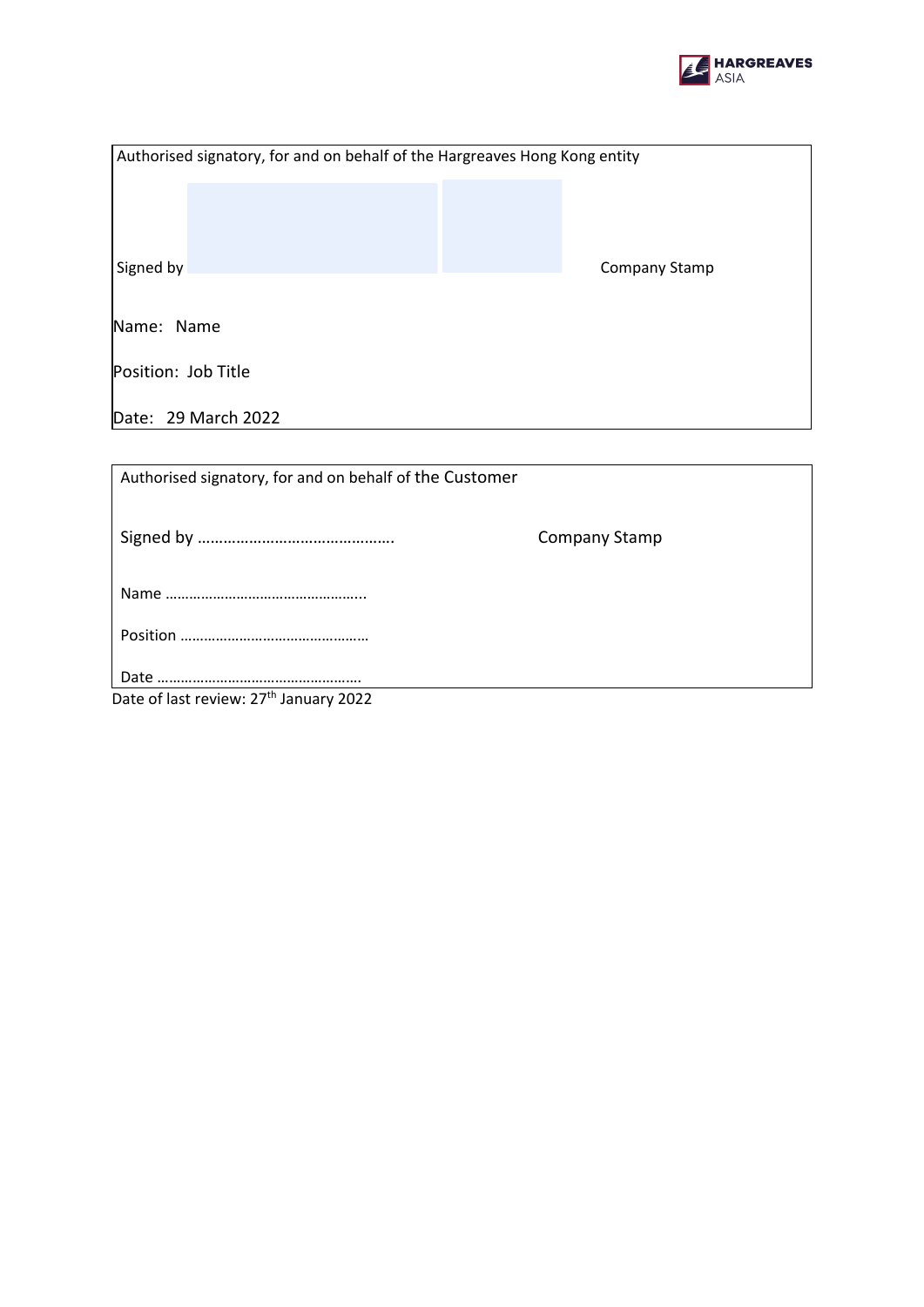Authorised signatory, for and on behalf of the Hargreaves Hong Kong entity

Signed by Company Stamp

Name: Name

Position: Job Title

Date: 29 March 2022

Authorised signatory, for and on behalf of the Customer

Signed by ………………………………………. Company Stamp

Name …………………………………………..

Position …………………………………………

Date ……………………………………………

Date of last review: 27th January 2022